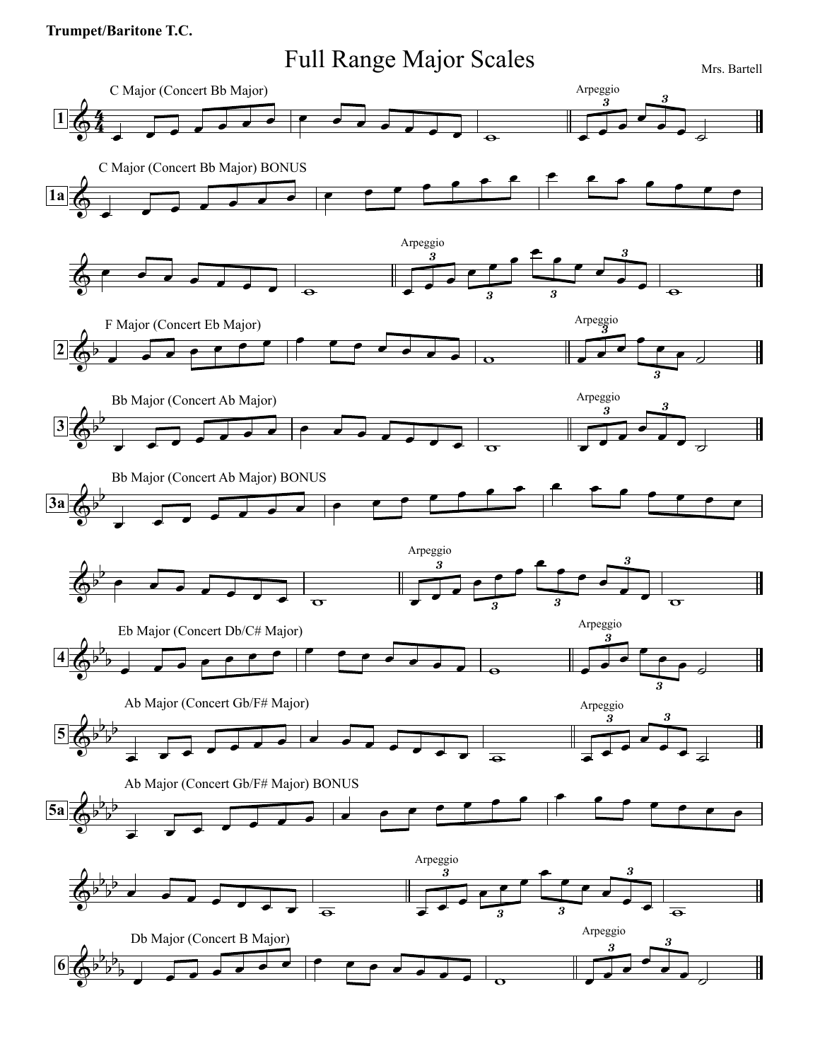**Trumpet/Baritone T.C.**

# Full Range Major Scales

Mrs. Bartell

1 — C Major (Concert Bb Major) — Arpeggio

1a — C Major (Concert Bb Major) BONUS — Arpeggio

2 — F Major (Concert Eb Major) — Arpeggio

3 — Bb Major (Concert Ab Major) — Arpeggio

3a — Bb Major (Concert Ab Major) BONUS — Arpeggio

4 — Eb Major (Concert Db/C# Major) — Arpeggio

5 — Ab Major (Concert Gb/F# Major) — Arpeggio

5a — Ab Major (Concert Gb/F# Major) BONUS — Arpeggio

6 — Db Major (Concert B Major) — Arpeggio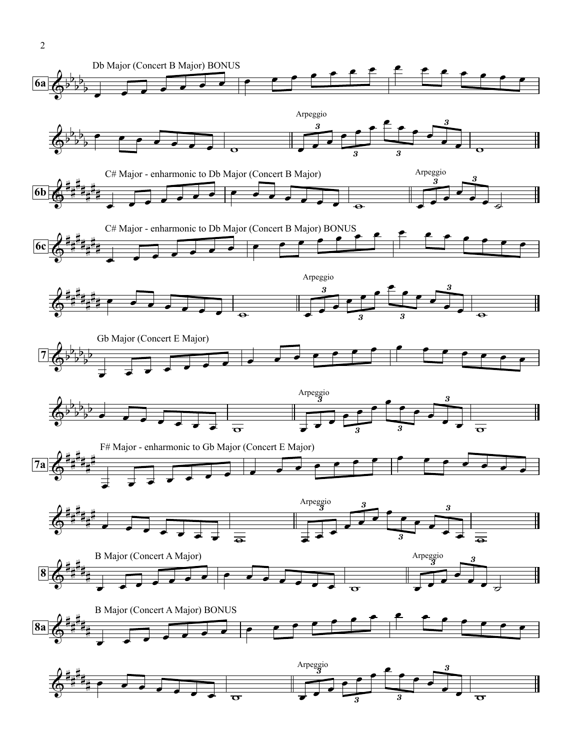**6a** Db Major (Concert B Major) BONUS

Arpeggio

**6b** C# Major - enharmonic to Db Major (Concert B Major)

Arpeggio

**6c** C# Major - enharmonic to Db Major (Concert B Major) BONUS

Arpeggio

**7** Gb Major (Concert E Major)

Arpeggio

**7a** F# Major - enharmonic to Gb Major (Concert E Major)

Arpeggio

**8** B Major (Concert A Major)

Arpeggio

**8a** B Major (Concert A Major) BONUS

Arpeggio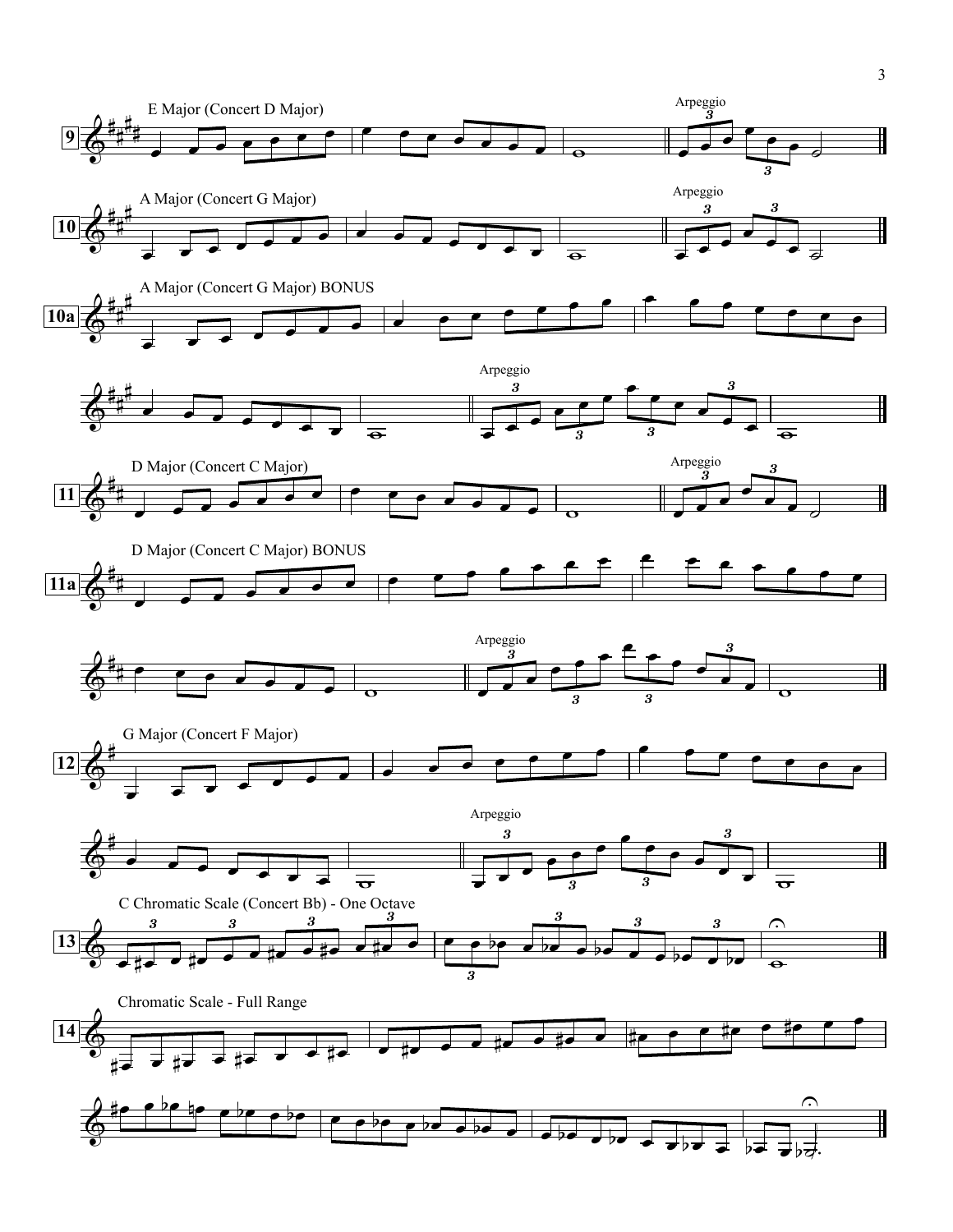**9** E Major (Concert D Major)

Arpeggio

**10** A Major (Concert G Major)

Arpeggio

**10a** A Major (Concert G Major) BONUS

Arpeggio

**11** D Major (Concert C Major)

Arpeggio

**11a** D Major (Concert C Major) BONUS

Arpeggio

**12** G Major (Concert F Major)

Arpeggio

**13** C Chromatic Scale (Concert Bb) - One Octave

**14** Chromatic Scale - Full Range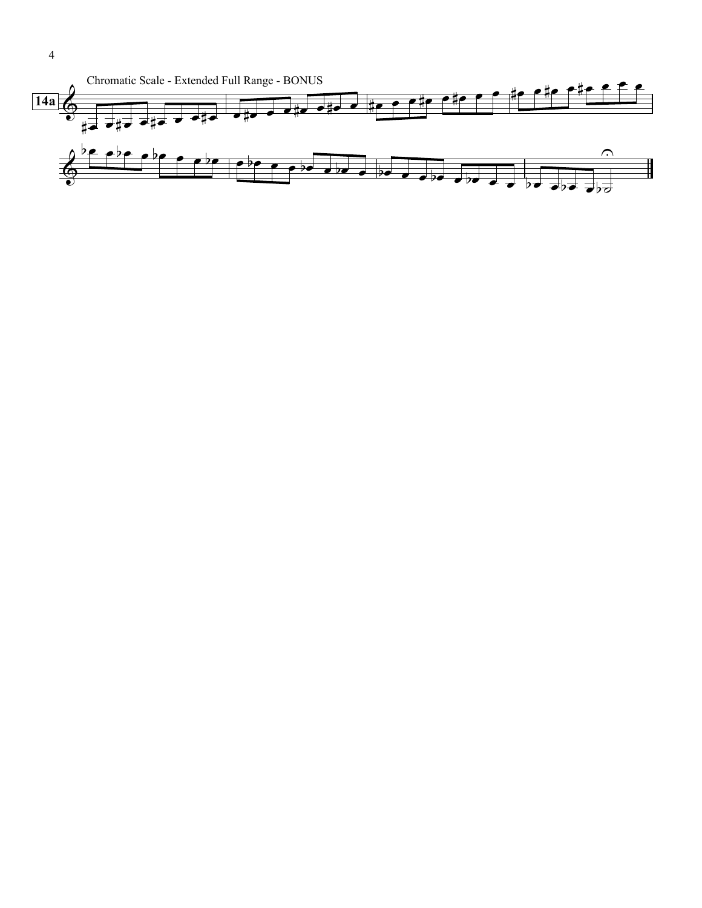Chromatic Scale - Extended Full Range - BONUS

**14a**